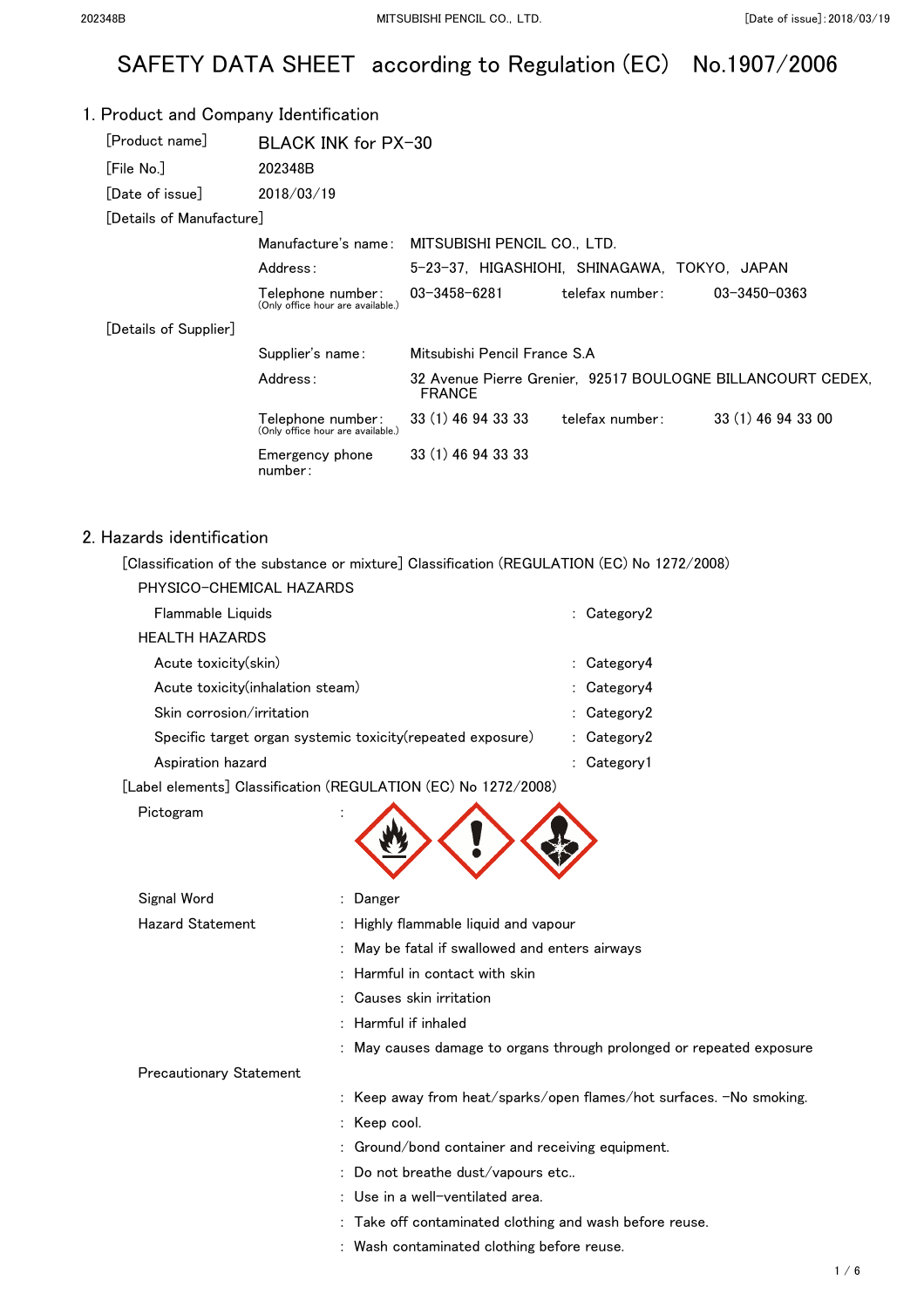# SAFETY DATA SHEET according to Regulation (EC) No.1907/2006

## 1. Product and Company Identification

[Product name] BLACK INK for PX-30

[File No.] 202348B

[Date of issue] 2018/03/19

[Details of Manufacture]

| | |
|---|---|
| Manufacture's name: | MITSUBISHI PENCIL CO., LTD. |
| Address: | 5-23-37, HIGASHIOHI, SHINAGAWA, TOKYO, JAPAN |
| Telephone number: (Only office hour are available.) | 03-3458-6281 telefax number: 03-3450-0363 |

[Details of Supplier]

| | |
|---|---|
| Supplier's name: | Mitsubishi Pencil France S.A |
| Address: | 32 Avenue Pierre Grenier, 92517 BOULOGNE BILLANCOURT CEDEX, FRANCE |
| Telephone number: (Only office hour are available.) | 33 (1) 46 94 33 33 telefax number: 33 (1) 46 94 33 00 |
| Emergency phone number: | 33 (1) 46 94 33 33 |

## 2. Hazards identification

[Classification of the substance or mixture] Classification (REGULATION (EC) No 1272/2008)

PHYSICO-CHEMICAL HAZARDS

| | |
|---|---|
| Flammable Liquids | : Category2 |

HEALTH HAZARDS

| | |
|---|---|
| Acute toxicity(skin) | : Category4 |
| Acute toxicity(inhalation steam) | : Category4 |
| Skin corrosion/irritation | : Category2 |
| Specific target organ systemic toxicity(repeated exposure) | : Category2 |
| Aspiration hazard | : Category1 |

[Label elements] Classification (REGULATION (EC) No 1272/2008)

Pictogram :

Signal Word : Danger

Hazard Statement
: Highly flammable liquid and vapour
: May be fatal if swallowed and enters airways
: Harmful in contact with skin
: Causes skin irritation
: Harmful if inhaled
: May causes damage to organs through prolonged or repeated exposure

Precautionary Statement
: Keep away from heat/sparks/open flames/hot surfaces. -No smoking.
: Keep cool.
: Ground/bond container and receiving equipment.
: Do not breathe dust/vapours etc..
: Use in a well-ventilated area.
: Take off contaminated clothing and wash before reuse.
: Wash contaminated clothing before reuse.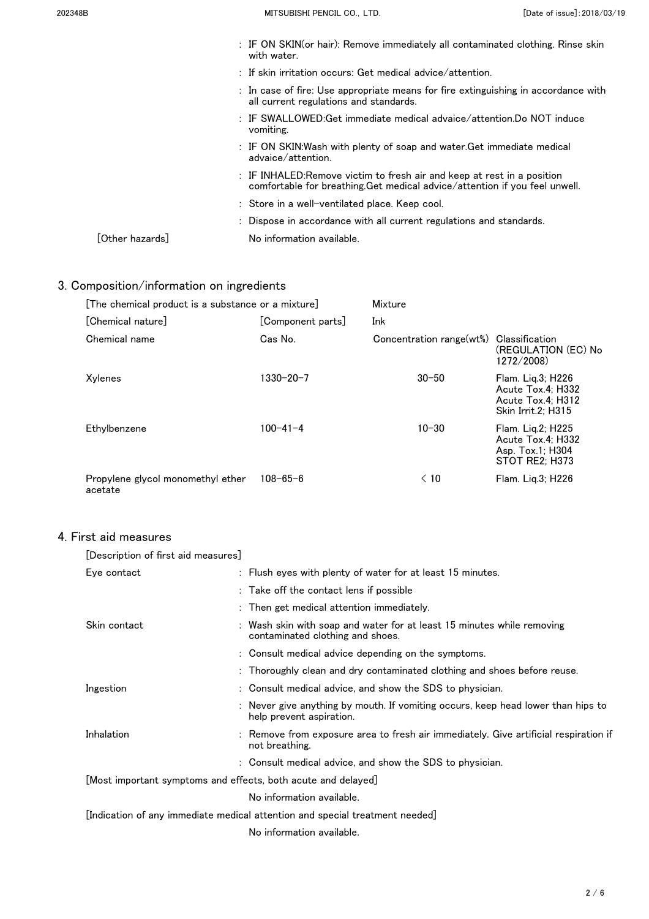: IF ON SKIN(or hair): Remove immediately all contaminated clothing. Rinse skin with water.

: If skin irritation occurs: Get medical advice/attention.

: In case of fire: Use appropriate means for fire extinguishing in accordance with all current regulations and standards.

: IF SWALLOWED:Get immediate medical advaice/attention.Do NOT induce vomiting.

: IF ON SKIN:Wash with plenty of soap and water.Get immediate medical advaice/attention.

: IF INHALED:Remove victim to fresh air and keep at rest in a position comfortable for breathing.Get medical advice/attention if you feel unwell.

: Store in a well-ventilated place. Keep cool.

: Dispose in accordance with all current regulations and standards.

[Other hazards] No information available.

## 3. Composition/information on ingredients

[The chemical product is a substance or a mixture] Mixture

[Chemical nature] [Component parts] Ink

| Chemical name | Cas No. | Concentration range(wt%) | Classification (REGULATION (EC) No 1272/2008) |
|---|---|---|---|
| Xylenes | 1330-20-7 | 30-50 | Flam. Liq.3; H226<br>Acute Tox.4; H332<br>Acute Tox.4; H312<br>Skin Irrit.2; H315 |
| Ethylbenzene | 100-41-4 | 10-30 | Flam. Liq.2; H225<br>Acute Tox.4; H332<br>Asp. Tox.1; H304<br>STOT RE2; H373 |
| Propylene glycol monomethyl ether acetate | 108-65-6 | < 10 | Flam. Liq.3; H226 |

## 4. First aid measures

[Description of first aid measures]

Eye contact
: Flush eyes with plenty of water for at least 15 minutes.
: Take off the contact lens if possible
: Then get medical attention immediately.

Skin contact
: Wash skin with soap and water for at least 15 minutes while removing contaminated clothing and shoes.
: Consult medical advice depending on the symptoms.
: Thoroughly clean and dry contaminated clothing and shoes before reuse.

Ingestion
: Consult medical advice, and show the SDS to physician.
: Never give anything by mouth. If vomiting occurs, keep head lower than hips to help prevent aspiration.

Inhalation
: Remove from exposure area to fresh air immediately. Give artificial respiration if not breathing.
: Consult medical advice, and show the SDS to physician.

[Most important symptoms and effects, both acute and delayed]

No information available.

[Indication of any immediate medical attention and special treatment needed]

No information available.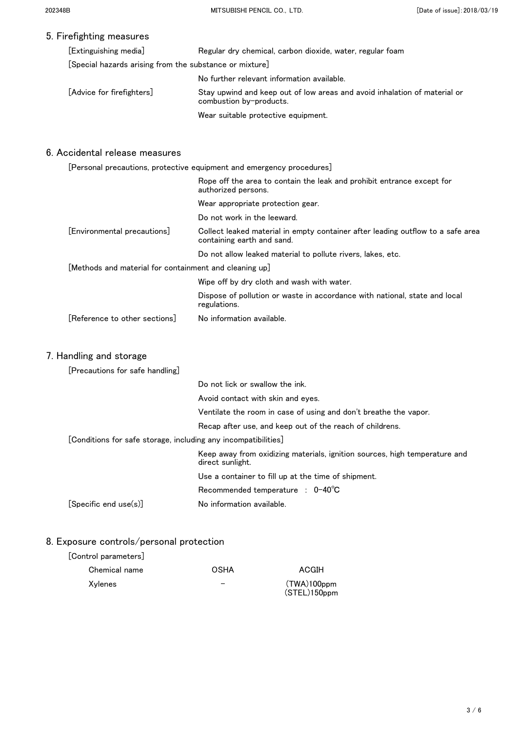## 5. Firefighting measures

| | |
|---|---|
| [Extinguishing media] | Regular dry chemical, carbon dioxide, water, regular foam |

[Special hazards arising from the substance or mixture]

No further relevant information available.

| | |
|---|---|
| [Advice for firefighters] | Stay upwind and keep out of low areas and avoid inhalation of material or combustion by-products. |
| | Wear suitable protective equipment. |

## 6. Accidental release measures

[Personal precautions, protective equipment and emergency procedures]

Rope off the area to contain the leak and prohibit entrance except for authorized persons.

Wear appropriate protection gear.

Do not work in the leeward.

| | |
|---|---|
| [Environmental precautions] | Collect leaked material in empty container after leading outflow to a safe area containing earth and sand. |
| | Do not allow leaked material to pollute rivers, lakes, etc. |

[Methods and material for containment and cleaning up]

Wipe off by dry cloth and wash with water.

Dispose of pollution or waste in accordance with national, state and local regulations.

| | |
|---|---|
| [Reference to other sections] | No information available. |

## 7. Handling and storage

[Precautions for safe handling]

Do not lick or swallow the ink.

Avoid contact with skin and eyes.

Ventilate the room in case of using and don't breathe the vapor.

Recap after use, and keep out of the reach of childrens.

[Conditions for safe storage, including any incompatibilities]

Keep away from oxidizing materials, ignition sources, high temperature and direct sunlight.

Use a container to fill up at the time of shipment.

Recommended temperature : 0-40℃

| | |
|---|---|
| [Specific end use(s)] | No information available. |

## 8. Exposure controls/personal protection

[Control parameters]

| Chemical name | OSHA | ACGIH |
|---|---|---|
| Xylenes | - | (TWA)100ppm<br>(STEL)150ppm |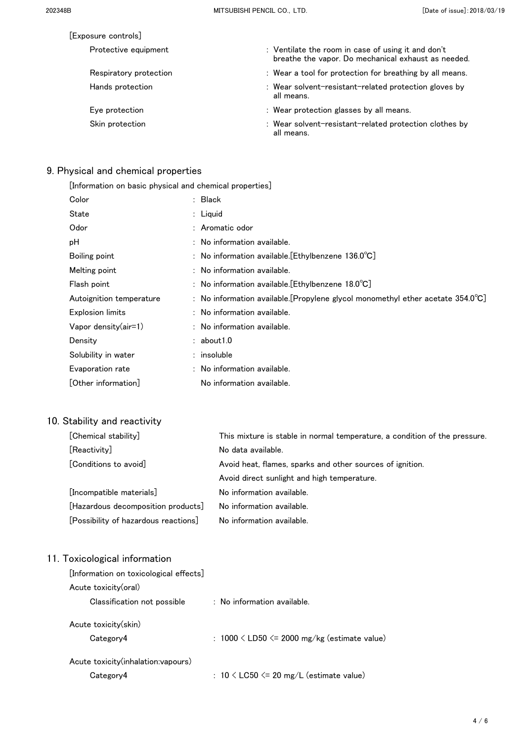[Exposure controls]

| | |
|---|---|
| Protective equipment | : Ventilate the room in case of using it and don't breathe the vapor. Do mechanical exhaust as needed. |
| Respiratory protection | : Wear a tool for protection for breathing by all means. |
| Hands protection | : Wear solvent-resistant-related protection gloves by all means. |
| Eye protection | : Wear protection glasses by all means. |
| Skin protection | : Wear solvent-resistant-related protection clothes by all means. |

## 9. Physical and chemical properties

[Information on basic physical and chemical properties]

| | |
|---|---|
| Color | : Black |
| State | : Liquid |
| Odor | : Aromatic odor |
| pH | : No information available. |
| Boiling point | : No information available.[Ethylbenzene 136.0℃] |
| Melting point | : No information available. |
| Flash point | : No information available.[Ethylbenzene 18.0℃] |
| Autoignition temperature | : No information available.[Propylene glycol monomethyl ether acetate 354.0℃] |
| Explosion limits | : No information available. |
| Vapor density(air=1) | : No information available. |
| Density | : about1.0 |
| Solubility in water | : insoluble |
| Evaporation rate | : No information available. |
| [Other information] | No information available. |

## 10. Stability and reactivity

| | |
|---|---|
| [Chemical stability] | This mixture is stable in normal temperature, a condition of the pressure. |
| [Reactivity] | No data available. |
| [Conditions to avoid] | Avoid heat, flames, sparks and other sources of ignition. |
| | Avoid direct sunlight and high temperature. |
| [Incompatible materials] | No information available. |
| [Hazardous decomposition products] | No information available. |
| [Possibility of hazardous reactions] | No information available. |

## 11. Toxicological information

[Information on toxicological effects]

Acute toxicity(oral)

Classification not possible : No information available.

Acute toxicity(skin)

Category4 : $1000 < LD50 <= 2000$ mg/kg (estimate value)

Acute toxicity(inhalation:vapours)

Category4 : $10 < LC50 <= 20$ mg/L (estimate value)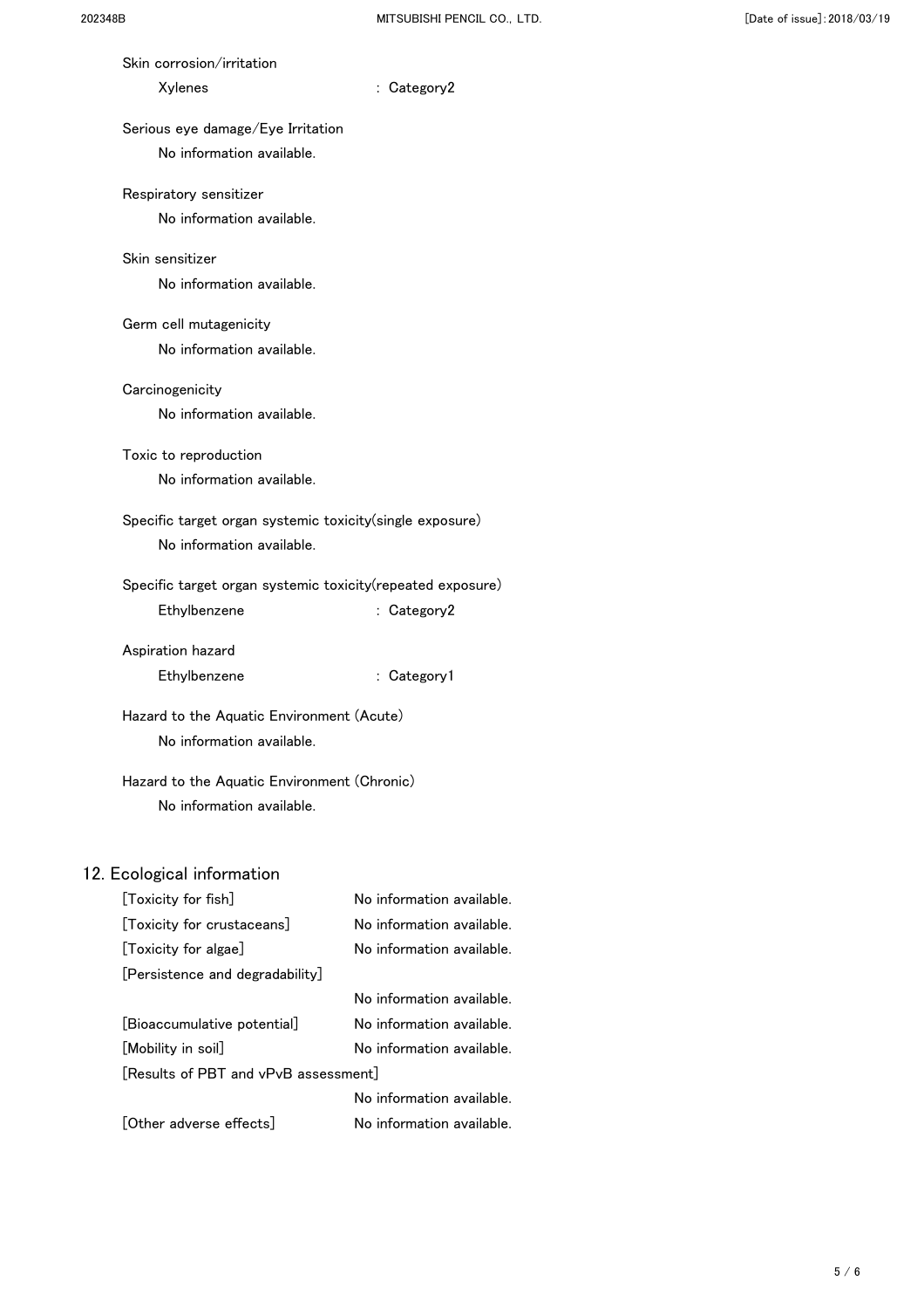Skin corrosion/irritation

| | |
|---|---|
| Xylenes | : Category2 |

Serious eye damage/Eye Irritation

No information available.

Respiratory sensitizer

No information available.

Skin sensitizer

No information available.

Germ cell mutagenicity

No information available.

Carcinogenicity

No information available.

Toxic to reproduction

No information available.

Specific target organ systemic toxicity(single exposure)

No information available.

Specific target organ systemic toxicity(repeated exposure)

| | |
|---|---|
| Ethylbenzene | : Category2 |

Aspiration hazard

| | |
|---|---|
| Ethylbenzene | : Category1 |

Hazard to the Aquatic Environment (Acute)

No information available.

Hazard to the Aquatic Environment (Chronic)

No information available.

## 12. Ecological information

[Toxicity for fish] No information available.

[Toxicity for crustaceans] No information available.

[Toxicity for algae] No information available.

[Persistence and degradability]

No information available.

[Bioaccumulative potential] No information available.

[Mobility in soil] No information available.

[Results of PBT and vPvB assessment]

No information available.

[Other adverse effects] No information available.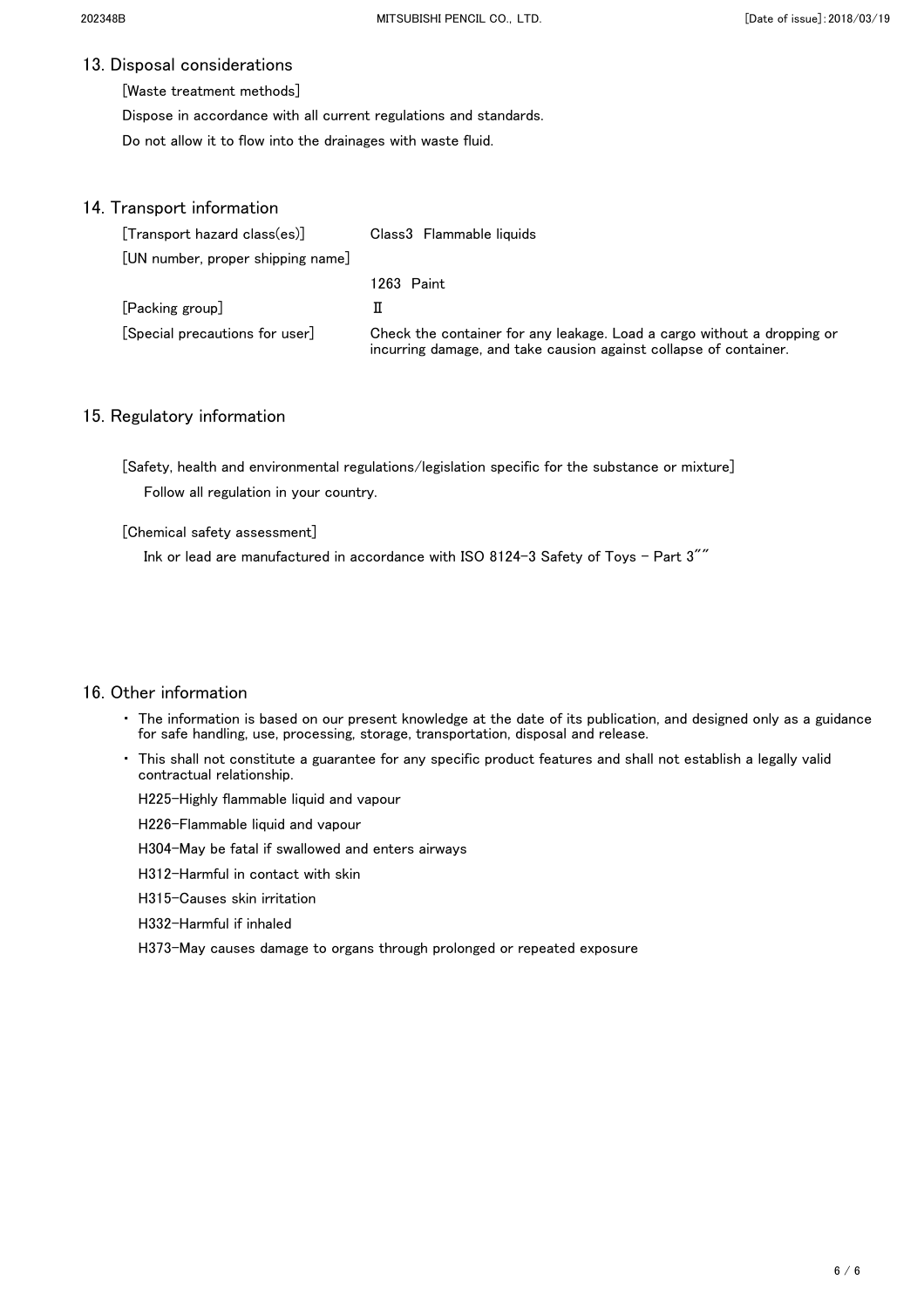## 13. Disposal considerations

[Waste treatment methods]

Dispose in accordance with all current regulations and standards.

Do not allow it to flow into the drainages with waste fluid.

## 14. Transport information

| | |
|---|---|
| [Transport hazard class(es)] | Class3 Flammable liquids |
| [UN number, proper shipping name] | 1263 Paint |
| [Packing group] | Ⅱ |
| [Special precautions for user] | Check the container for any leakage. Load a cargo without a dropping or incurring damage, and take causion against collapse of container. |

## 15. Regulatory information

[Safety, health and environmental regulations/legislation specific for the substance or mixture]

Follow all regulation in your country.

[Chemical safety assessment]

Ink or lead are manufactured in accordance with ISO 8124-3 Safety of Toys - Part 3""

## 16. Other information

- The information is based on our present knowledge at the date of its publication, and designed only as a guidance for safe handling, use, processing, storage, transportation, disposal and release.
- This shall not constitute a guarantee for any specific product features and shall not establish a legally valid contractual relationship.

H225-Highly flammable liquid and vapour

H226-Flammable liquid and vapour

H304-May be fatal if swallowed and enters airways

H312-Harmful in contact with skin

H315-Causes skin irritation

H332-Harmful if inhaled

H373-May causes damage to organs through prolonged or repeated exposure